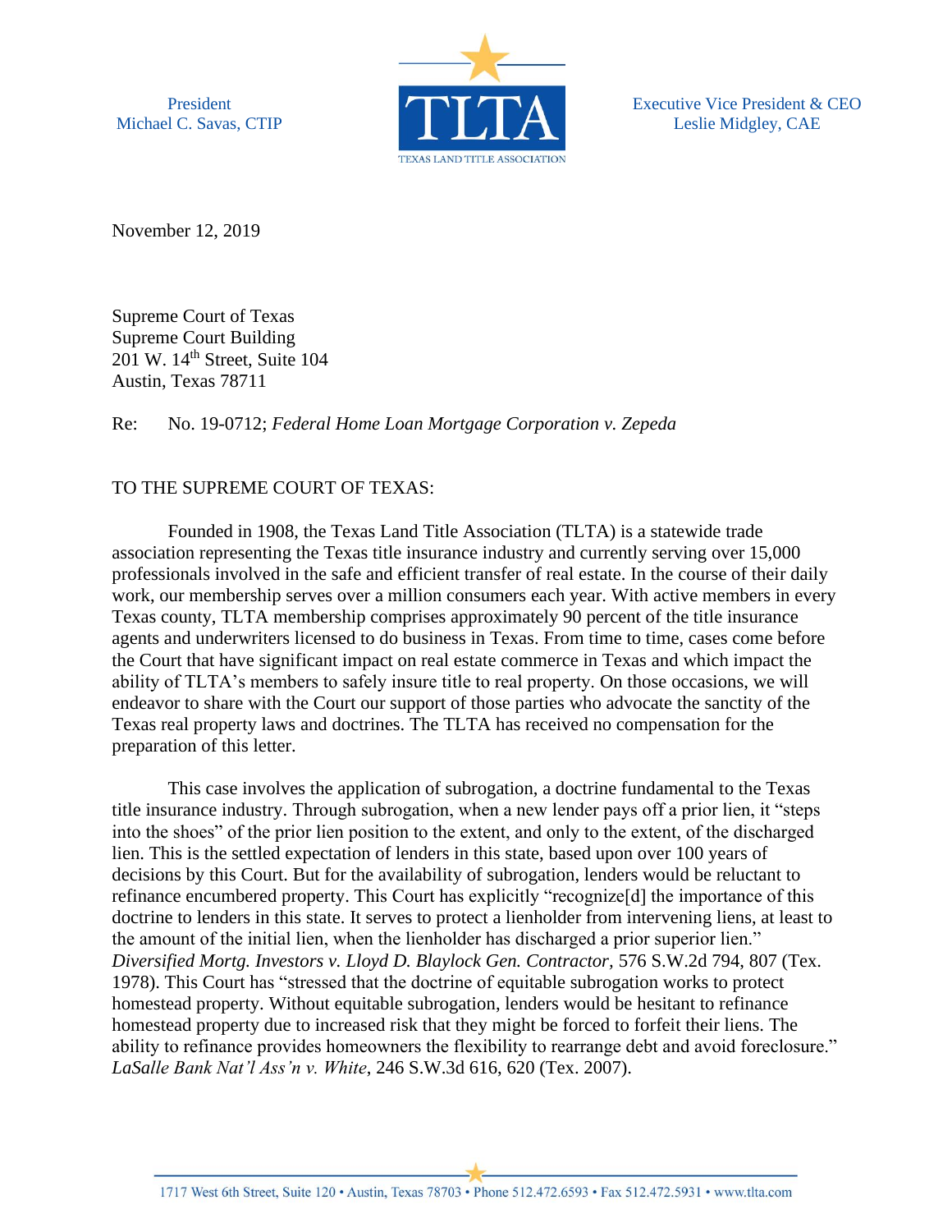President
Michael C. Savas, CTIP

TLTA
TEXAS LAND TITLE ASSOCIATION

Executive Vice President & CEO
Leslie Midgley, CAE

November 12, 2019

Supreme Court of Texas
Supreme Court Building
201 W. 14th Street, Suite 104
Austin, Texas 78711

Re: No. 19-0712; *Federal Home Loan Mortgage Corporation v. Zepeda*

TO THE SUPREME COURT OF TEXAS:

Founded in 1908, the Texas Land Title Association (TLTA) is a statewide trade association representing the Texas title insurance industry and currently serving over 15,000 professionals involved in the safe and efficient transfer of real estate. In the course of their daily work, our membership serves over a million consumers each year. With active members in every Texas county, TLTA membership comprises approximately 90 percent of the title insurance agents and underwriters licensed to do business in Texas. From time to time, cases come before the Court that have significant impact on real estate commerce in Texas and which impact the ability of TLTA's members to safely insure title to real property. On those occasions, we will endeavor to share with the Court our support of those parties who advocate the sanctity of the Texas real property laws and doctrines. The TLTA has received no compensation for the preparation of this letter.

This case involves the application of subrogation, a doctrine fundamental to the Texas title insurance industry. Through subrogation, when a new lender pays off a prior lien, it "steps into the shoes" of the prior lien position to the extent, and only to the extent, of the discharged lien. This is the settled expectation of lenders in this state, based upon over 100 years of decisions by this Court. But for the availability of subrogation, lenders would be reluctant to refinance encumbered property. This Court has explicitly "recognize[d] the importance of this doctrine to lenders in this state. It serves to protect a lienholder from intervening liens, at least to the amount of the initial lien, when the lienholder has discharged a prior superior lien." *Diversified Mortg. Investors v. Lloyd D. Blaylock Gen. Contractor,* 576 S.W.2d 794, 807 (Tex. 1978). This Court has "stressed that the doctrine of equitable subrogation works to protect homestead property. Without equitable subrogation, lenders would be hesitant to refinance homestead property due to increased risk that they might be forced to forfeit their liens. The ability to refinance provides homeowners the flexibility to rearrange debt and avoid foreclosure." *LaSalle Bank Nat'l Ass'n v. White*, 246 S.W.3d 616, 620 (Tex. 2007).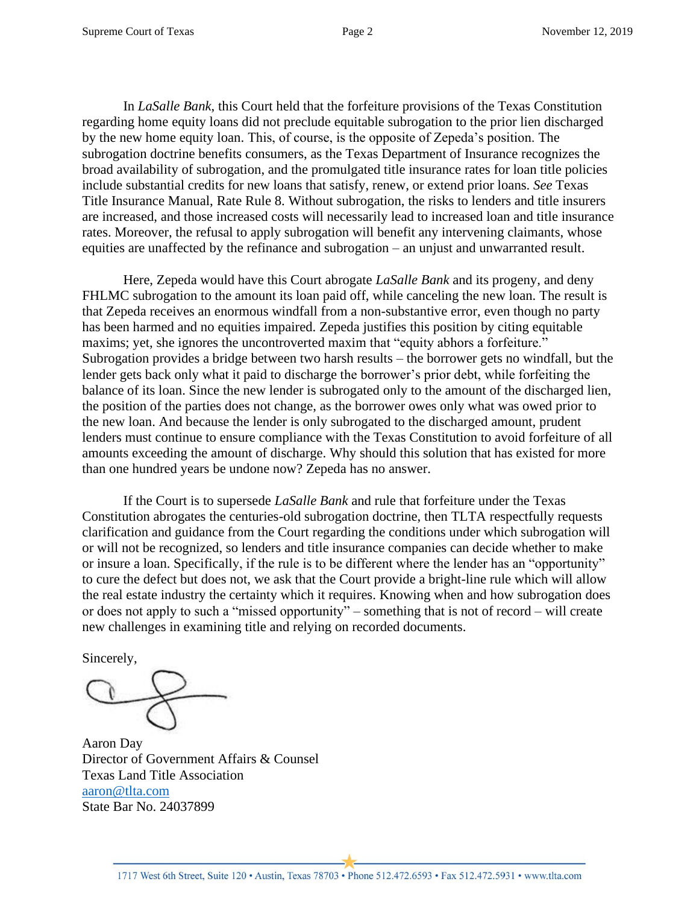In *LaSalle Bank*, this Court held that the forfeiture provisions of the Texas Constitution regarding home equity loans did not preclude equitable subrogation to the prior lien discharged by the new home equity loan. This, of course, is the opposite of Zepeda's position. The subrogation doctrine benefits consumers, as the Texas Department of Insurance recognizes the broad availability of subrogation, and the promulgated title insurance rates for loan title policies include substantial credits for new loans that satisfy, renew, or extend prior loans. *See* Texas Title Insurance Manual, Rate Rule 8. Without subrogation, the risks to lenders and title insurers are increased, and those increased costs will necessarily lead to increased loan and title insurance rates. Moreover, the refusal to apply subrogation will benefit any intervening claimants, whose equities are unaffected by the refinance and subrogation – an unjust and unwarranted result.

Here, Zepeda would have this Court abrogate *LaSalle Bank* and its progeny, and deny FHLMC subrogation to the amount its loan paid off, while canceling the new loan. The result is that Zepeda receives an enormous windfall from a non-substantive error, even though no party has been harmed and no equities impaired. Zepeda justifies this position by citing equitable maxims; yet, she ignores the uncontroverted maxim that "equity abhors a forfeiture." Subrogation provides a bridge between two harsh results – the borrower gets no windfall, but the lender gets back only what it paid to discharge the borrower's prior debt, while forfeiting the balance of its loan. Since the new lender is subrogated only to the amount of the discharged lien, the position of the parties does not change, as the borrower owes only what was owed prior to the new loan. And because the lender is only subrogated to the discharged amount, prudent lenders must continue to ensure compliance with the Texas Constitution to avoid forfeiture of all amounts exceeding the amount of discharge. Why should this solution that has existed for more than one hundred years be undone now? Zepeda has no answer.

If the Court is to supersede *LaSalle Bank* and rule that forfeiture under the Texas Constitution abrogates the centuries-old subrogation doctrine, then TLTA respectfully requests clarification and guidance from the Court regarding the conditions under which subrogation will or will not be recognized, so lenders and title insurance companies can decide whether to make or insure a loan. Specifically, if the rule is to be different where the lender has an "opportunity" to cure the defect but does not, we ask that the Court provide a bright-line rule which will allow the real estate industry the certainty which it requires. Knowing when and how subrogation does or does not apply to such a "missed opportunity" – something that is not of record – will create new challenges in examining title and relying on recorded documents.

Sincerely,

Aaron Day
Director of Government Affairs & Counsel
Texas Land Title Association
aaron@tlta.com
State Bar No. 24037899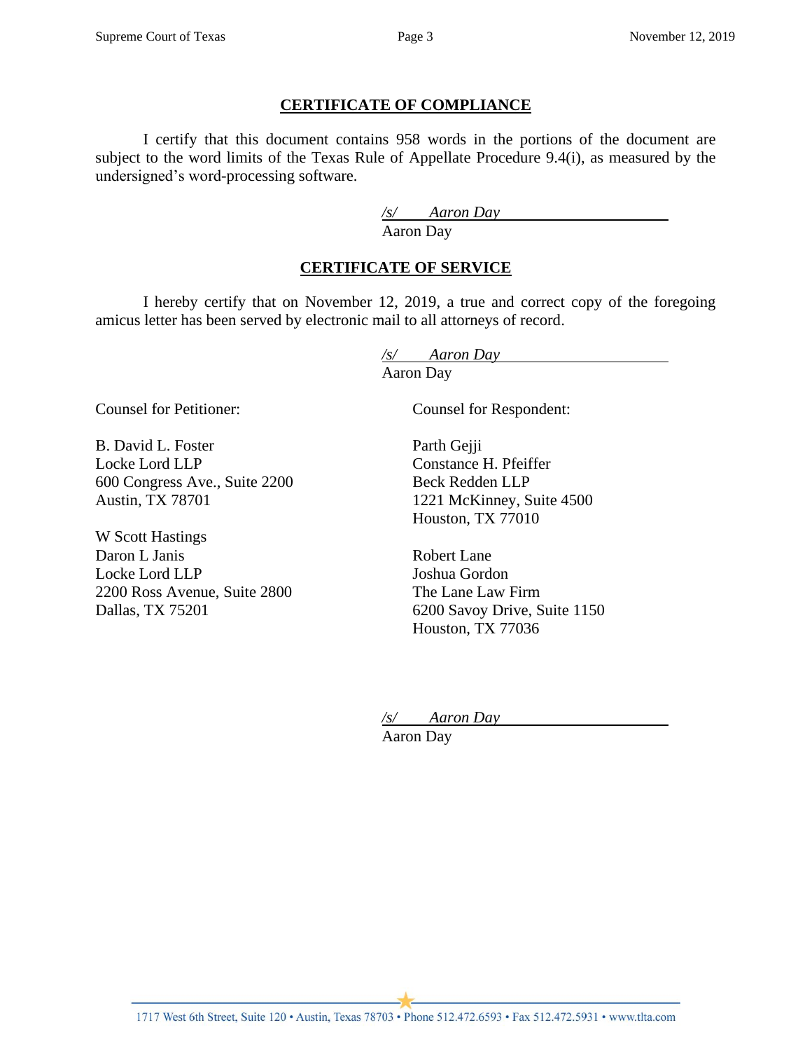## CERTIFICATE OF COMPLIANCE

I certify that this document contains 958 words in the portions of the document are subject to the word limits of the Texas Rule of Appellate Procedure 9.4(i), as measured by the undersigned's word-processing software.

*/s/ Aaron Day*
Aaron Day

## CERTIFICATE OF SERVICE

I hereby certify that on November 12, 2019, a true and correct copy of the foregoing amicus letter has been served by electronic mail to all attorneys of record.

*/s/ Aaron Day*
Aaron Day

Counsel for Petitioner:

B. David L. Foster
Locke Lord LLP
600 Congress Ave., Suite 2200
Austin, TX 78701

W Scott Hastings
Daron L Janis
Locke Lord LLP
2200 Ross Avenue, Suite 2800
Dallas, TX 75201

Counsel for Respondent:

Parth Gejji
Constance H. Pfeiffer
Beck Redden LLP
1221 McKinney, Suite 4500
Houston, TX 77010

Robert Lane
Joshua Gordon
The Lane Law Firm
6200 Savoy Drive, Suite 1150
Houston, TX 77036

*/s/ Aaron Day*
Aaron Day

1717 West 6th Street, Suite 120 • Austin, Texas 78703 • Phone 512.472.6593 • Fax 512.472.5931 • www.tlta.com